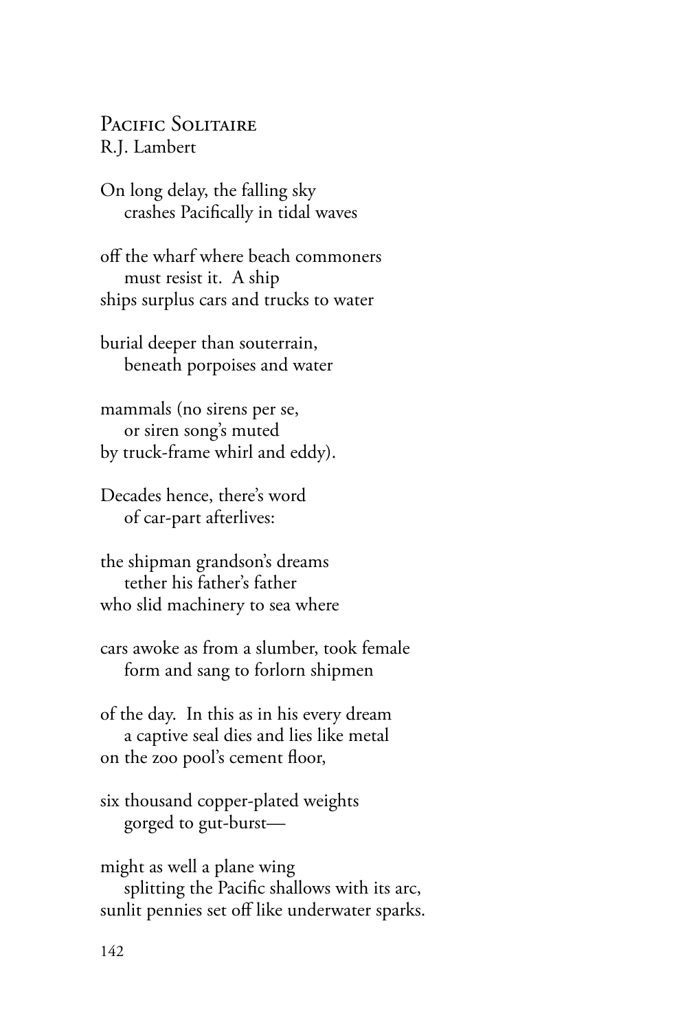## Pacific Solitaire

R.J. Lambert

On long delay, the falling sky
    crashes Pacifically in tidal waves

off the wharf where beach commoners
    must resist it.  A ship
ships surplus cars and trucks to water

burial deeper than souterrain,
    beneath porpoises and water

mammals (no sirens per se,
    or siren song's muted
by truck-frame whirl and eddy).

Decades hence, there's word
    of car-part afterlives:

the shipman grandson's dreams
    tether his father's father
who slid machinery to sea where

cars awoke as from a slumber, took female
    form and sang to forlorn shipmen

of the day.  In this as in his every dream
    a captive seal dies and lies like metal
on the zoo pool's cement floor,

six thousand copper-plated weights
    gorged to gut-burst—

might as well a plane wing
    splitting the Pacific shallows with its arc,
sunlit pennies set off like underwater sparks.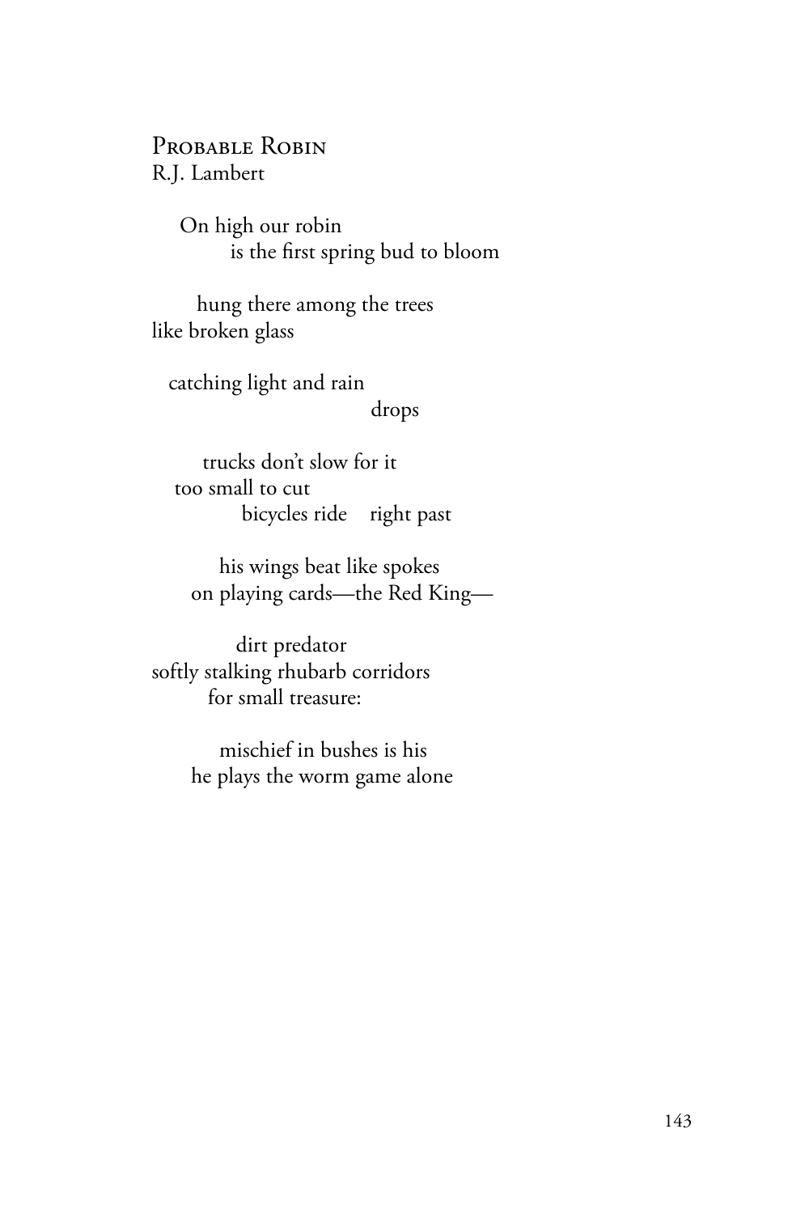## Probable Robin

R.J. Lambert

On high our robin
is the first spring bud to bloom

hung there among the trees
like broken glass

catching light and rain
drops

trucks don't slow for it
too small to cut
bicycles ride    right past

his wings beat like spokes
on playing cards—the Red King—

dirt predator
softly stalking rhubarb corridors
for small treasure:

mischief in bushes is his
he plays the worm game alone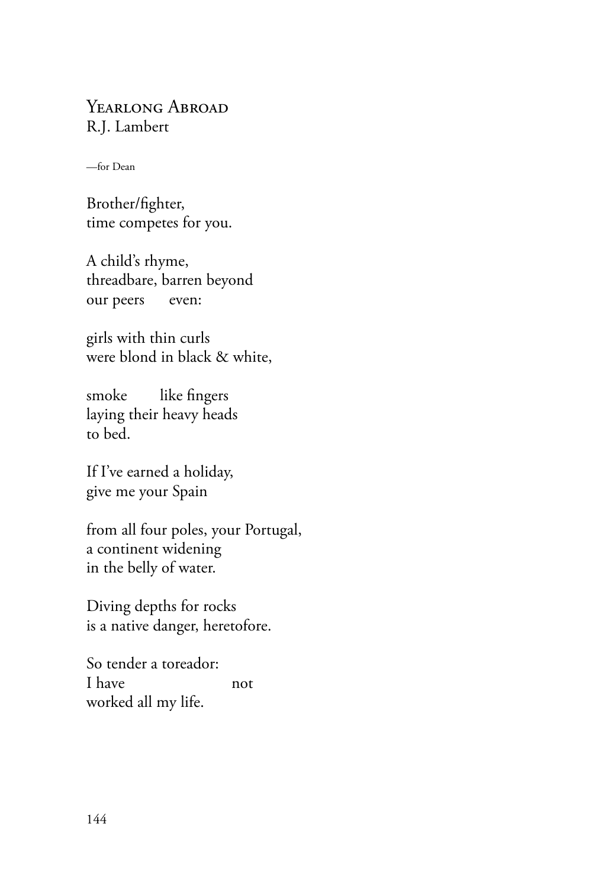## Yearlong Abroad

R.J. Lambert

—for Dean

Brother/fighter,
time competes for you.

A child's rhyme,
threadbare, barren beyond
our peers     even:

girls with thin curls
were blond in black & white,

smoke     like fingers
laying their heavy heads
to bed.

If I've earned a holiday,
give me your Spain

from all four poles, your Portugal,
a continent widening
in the belly of water.

Diving depths for rocks
is a native danger, heretofore.

So tender a toreador:
I have                    not
worked all my life.